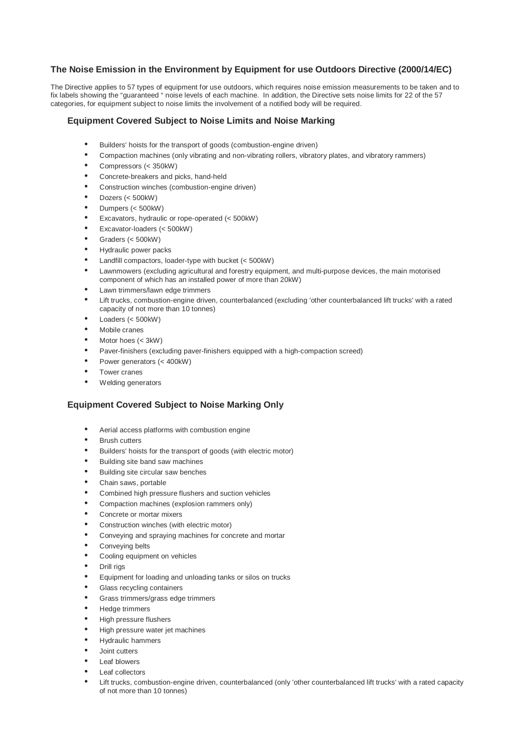## The Noise Emission in the Environment by Equipment for use Outdoors Directive (2000/14/EC)

The Directive applies to 57 types of equipment for use outdoors, which requires noise emission measurements to be taken and to fix labels showing the "guaranteed " noise levels of each machine. In addition, the Directive sets noise limits for 22 of the 57 categories, for equipment subject to noise limits the involvement of a notified body will be required.

### Equipment Covered Subject to Noise Limits and Noise Marking

- Builders' hoists for the transport of goods (combustion-engine driven)
- Compaction machines (only vibrating and non-vibrating rollers, vibratory plates, and vibratory rammers)
- Compressors (< 350kW)
- Concrete-breakers and picks, hand-held
- Construction winches (combustion-engine driven)
- Dozers (< 500kW)
- Dumpers (< 500kW)
- Excavators, hydraulic or rope-operated (< 500kW)
- Excavator-loaders (< 500kW)
- Graders (< 500kW)
- Hydraulic power packs
- Landfill compactors, loader-type with bucket (< 500kW)
- Lawnmowers (excluding agricultural and forestry equipment, and multi-purpose devices, the main motorised component of which has an installed power of more than 20kW)
- Lawn trimmers/lawn edge trimmers
- Lift trucks, combustion-engine driven, counterbalanced (excluding 'other counterbalanced lift trucks' with a rated capacity of not more than 10 tonnes)
- Loaders (< 500kW)
- Mobile cranes
- Motor hoes (< 3kW)
- Paver-finishers (excluding paver-finishers equipped with a high-compaction screed)
- Power generators (< 400kW)
- Tower cranes
- Welding generators

### Equipment Covered Subject to Noise Marking Only

- Aerial access platforms with combustion engine
- Brush cutters
- Builders' hoists for the transport of goods (with electric motor)
- Building site band saw machines
- Building site circular saw benches
- Chain saws, portable
- Combined high pressure flushers and suction vehicles
- Compaction machines (explosion rammers only)
- Concrete or mortar mixers
- Construction winches (with electric motor)
- Conveying and spraying machines for concrete and mortar
- Conveying belts
- Cooling equipment on vehicles
- Drill rigs
- Equipment for loading and unloading tanks or silos on trucks
- Glass recycling containers
- Grass trimmers/grass edge trimmers
- Hedge trimmers
- High pressure flushers
- High pressure water jet machines
- Hydraulic hammers
- Joint cutters
- Leaf blowers
- Leaf collectors
- Lift trucks, combustion-engine driven, counterbalanced (only 'other counterbalanced lift trucks' with a rated capacity of not more than 10 tonnes)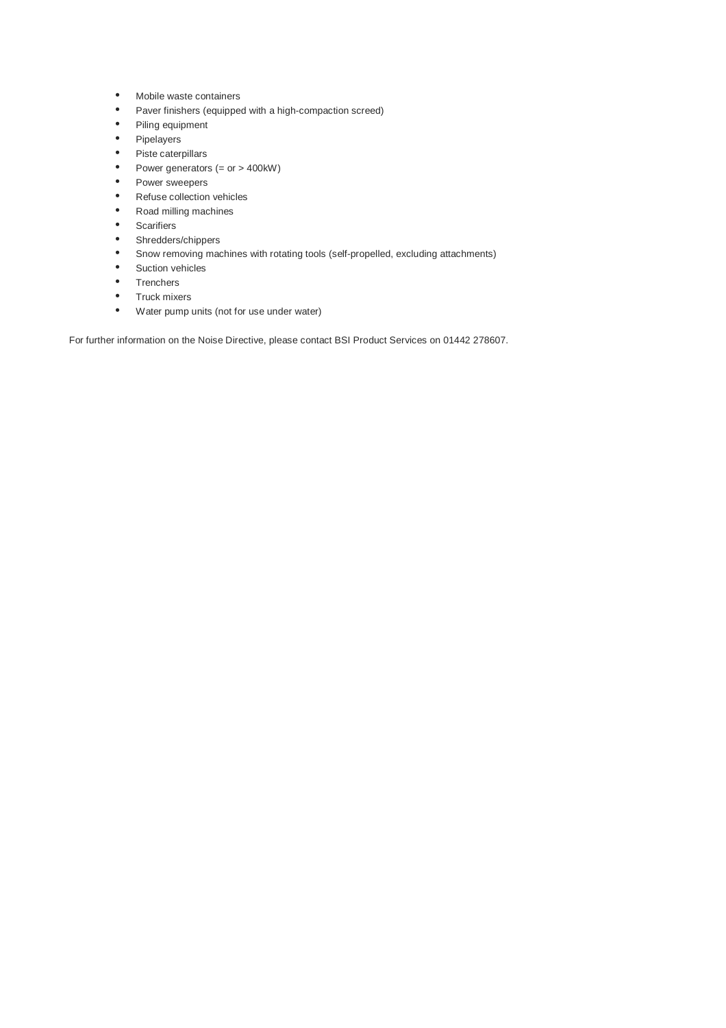- Mobile waste containers
- Paver finishers (equipped with a high-compaction screed)
- Piling equipment
- Pipelayers
- Piste caterpillars
- Power generators (= or > 400kW)
- Power sweepers
- Refuse collection vehicles
- Road milling machines
- Scarifiers
- Shredders/chippers
- Snow removing machines with rotating tools (self-propelled, excluding attachments)
- Suction vehicles
- Trenchers
- Truck mixers
- Water pump units (not for use under water)

For further information on the Noise Directive, please contact BSI Product Services on 01442 278607.